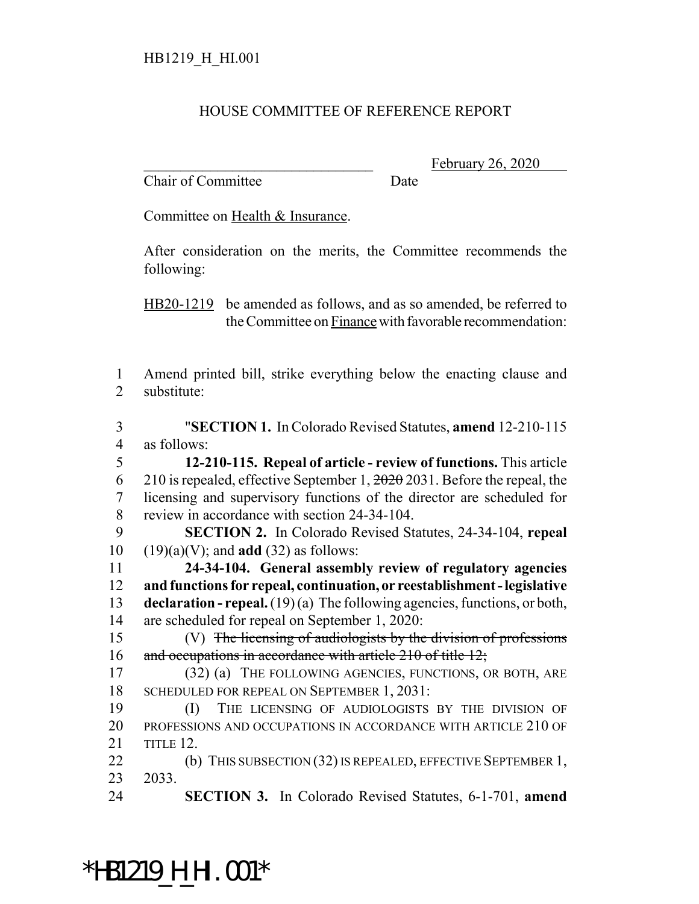HB1219_H_HI.001

HOUSE COMMITTEE OF REFERENCE REPORT

_______________________________ February 26, 2020

Chair of Committee Date

Committee on Health & Insurance.

After consideration on the merits, the Committee recommends the following:

HB20-1219 be amended as follows, and as so amended, be referred to the Committee on Finance with favorable recommendation:

1 Amend printed bill, strike everything below the enacting clause and
2 substitute:

3 "**SECTION 1.** In Colorado Revised Statutes, **amend** 12-210-115
4 as follows:

5 **12-210-115. Repeal of article - review of functions.** This article
6 210 is repealed, effective September 1, ~~2020~~ 2031. Before the repeal, the
7 licensing and supervisory functions of the director are scheduled for
8 review in accordance with section 24-34-104.

9 **SECTION 2.** In Colorado Revised Statutes, 24-34-104, **repeal**
10 (19)(a)(V); and **add** (32) as follows:

11 **24-34-104. General assembly review of regulatory agencies**
12 **and functions for repeal, continuation, or reestablishment - legislative**
13 **declaration - repeal.** (19) (a) The following agencies, functions, or both,
14 are scheduled for repeal on September 1, 2020:

15 (V) ~~The licensing of audiologists by the division of professions~~
16 ~~and occupations in accordance with article 210 of title 12;~~

17 (32) (a) THE FOLLOWING AGENCIES, FUNCTIONS, OR BOTH, ARE
18 SCHEDULED FOR REPEAL ON SEPTEMBER 1, 2031:

19 (I) THE LICENSING OF AUDIOLOGISTS BY THE DIVISION OF
20 PROFESSIONS AND OCCUPATIONS IN ACCORDANCE WITH ARTICLE 210 OF
21 TITLE 12.

22 (b) THIS SUBSECTION (32) IS REPEALED, EFFECTIVE SEPTEMBER 1,
23 2033.

24 **SECTION 3.** In Colorado Revised Statutes, 6-1-701, **amend**

*HB1219_H_HI.001*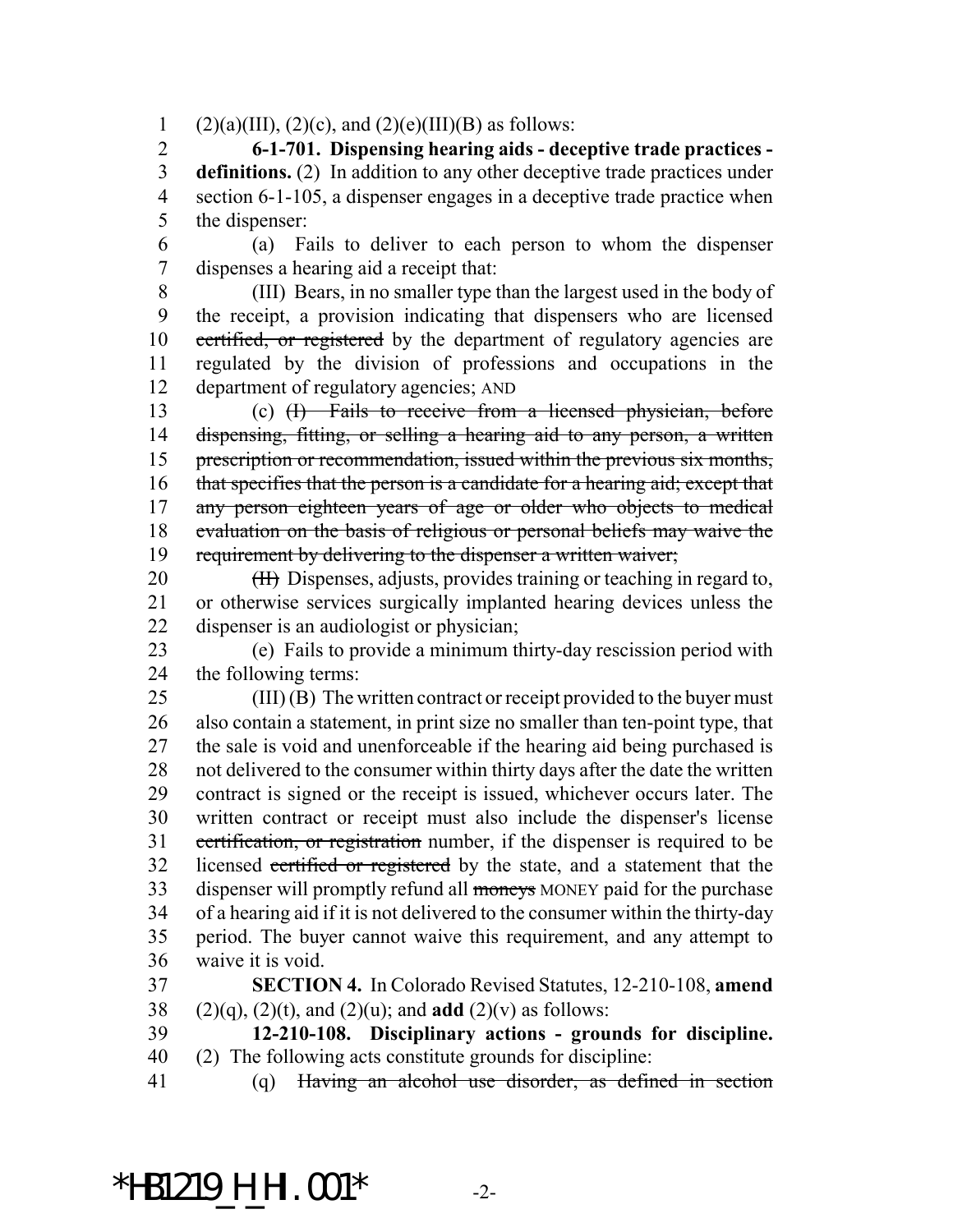(2)(a)(III), (2)(c), and (2)(e)(III)(B) as follows:

**6-1-701. Dispensing hearing aids - deceptive trade practices - definitions.** (2) In addition to any other deceptive trade practices under section 6-1-105, a dispenser engages in a deceptive trade practice when the dispenser:

(a) Fails to deliver to each person to whom the dispenser dispenses a hearing aid a receipt that:

(III) Bears, in no smaller type than the largest used in the body of the receipt, a provision indicating that dispensers who are licensed ~~certified, or registered~~ by the department of regulatory agencies are regulated by the division of professions and occupations in the department of regulatory agencies; AND

(c) ~~(I) Fails to receive from a licensed physician, before dispensing, fitting, or selling a hearing aid to any person, a written prescription or recommendation, issued within the previous six months, that specifies that the person is a candidate for a hearing aid; except that any person eighteen years of age or older who objects to medical evaluation on the basis of religious or personal beliefs may waive the requirement by delivering to the dispenser a written waiver;~~

~~(II)~~ Dispenses, adjusts, provides training or teaching in regard to, or otherwise services surgically implanted hearing devices unless the dispenser is an audiologist or physician;

(e) Fails to provide a minimum thirty-day rescission period with the following terms:

(III) (B) The written contract or receipt provided to the buyer must also contain a statement, in print size no smaller than ten-point type, that the sale is void and unenforceable if the hearing aid being purchased is not delivered to the consumer within thirty days after the date the written contract is signed or the receipt is issued, whichever occurs later. The written contract or receipt must also include the dispenser's license ~~certification, or registration~~ number, if the dispenser is required to be licensed ~~certified or registered~~ by the state, and a statement that the dispenser will promptly refund all ~~moneys~~ MONEY paid for the purchase of a hearing aid if it is not delivered to the consumer within the thirty-day period. The buyer cannot waive this requirement, and any attempt to waive it is void.

**SECTION 4.** In Colorado Revised Statutes, 12-210-108, **amend** (2)(q), (2)(t), and (2)(u); and **add** (2)(v) as follows:

**12-210-108. Disciplinary actions - grounds for discipline.** (2) The following acts constitute grounds for discipline:

(q) ~~Having an alcohol use disorder, as defined in section~~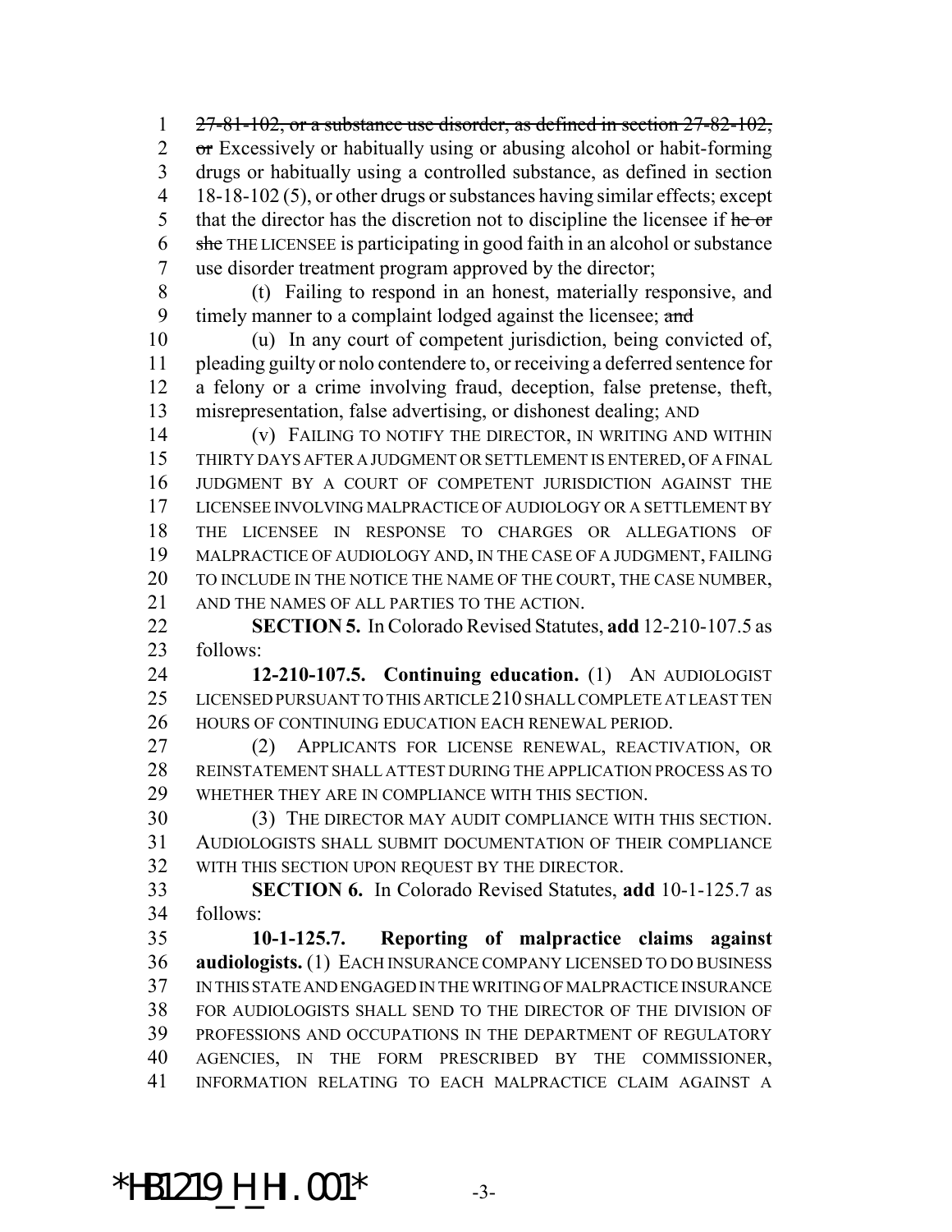~~27-81-102, or a substance use disorder, as defined in section 27-82-102, or~~ Excessively or habitually using or abusing alcohol or habit-forming drugs or habitually using a controlled substance, as defined in section 18-18-102 (5), or other drugs or substances having similar effects; except that the director has the discretion not to discipline the licensee if ~~he or she~~ THE LICENSEE is participating in good faith in an alcohol or substance use disorder treatment program approved by the director;

(t) Failing to respond in an honest, materially responsive, and timely manner to a complaint lodged against the licensee; ~~and~~

(u) In any court of competent jurisdiction, being convicted of, pleading guilty or nolo contendere to, or receiving a deferred sentence for a felony or a crime involving fraud, deception, false pretense, theft, misrepresentation, false advertising, or dishonest dealing; AND

(v) FAILING TO NOTIFY THE DIRECTOR, IN WRITING AND WITHIN THIRTY DAYS AFTER A JUDGMENT OR SETTLEMENT IS ENTERED, OF A FINAL JUDGMENT BY A COURT OF COMPETENT JURISDICTION AGAINST THE LICENSEE INVOLVING MALPRACTICE OF AUDIOLOGY OR A SETTLEMENT BY THE LICENSEE IN RESPONSE TO CHARGES OR ALLEGATIONS OF MALPRACTICE OF AUDIOLOGY AND, IN THE CASE OF A JUDGMENT, FAILING TO INCLUDE IN THE NOTICE THE NAME OF THE COURT, THE CASE NUMBER, AND THE NAMES OF ALL PARTIES TO THE ACTION.

**SECTION 5.** In Colorado Revised Statutes, **add** 12-210-107.5 as follows:

**12-210-107.5. Continuing education.** (1) AN AUDIOLOGIST LICENSED PURSUANT TO THIS ARTICLE 210 SHALL COMPLETE AT LEAST TEN HOURS OF CONTINUING EDUCATION EACH RENEWAL PERIOD.

(2) APPLICANTS FOR LICENSE RENEWAL, REACTIVATION, OR REINSTATEMENT SHALL ATTEST DURING THE APPLICATION PROCESS AS TO WHETHER THEY ARE IN COMPLIANCE WITH THIS SECTION.

(3) THE DIRECTOR MAY AUDIT COMPLIANCE WITH THIS SECTION. AUDIOLOGISTS SHALL SUBMIT DOCUMENTATION OF THEIR COMPLIANCE WITH THIS SECTION UPON REQUEST BY THE DIRECTOR.

**SECTION 6.** In Colorado Revised Statutes, **add** 10-1-125.7 as follows:

**10-1-125.7. Reporting of malpractice claims against audiologists.** (1) EACH INSURANCE COMPANY LICENSED TO DO BUSINESS IN THIS STATE AND ENGAGED IN THE WRITING OF MALPRACTICE INSURANCE FOR AUDIOLOGISTS SHALL SEND TO THE DIRECTOR OF THE DIVISION OF PROFESSIONS AND OCCUPATIONS IN THE DEPARTMENT OF REGULATORY AGENCIES, IN THE FORM PRESCRIBED BY THE COMMISSIONER, INFORMATION RELATING TO EACH MALPRACTICE CLAIM AGAINST A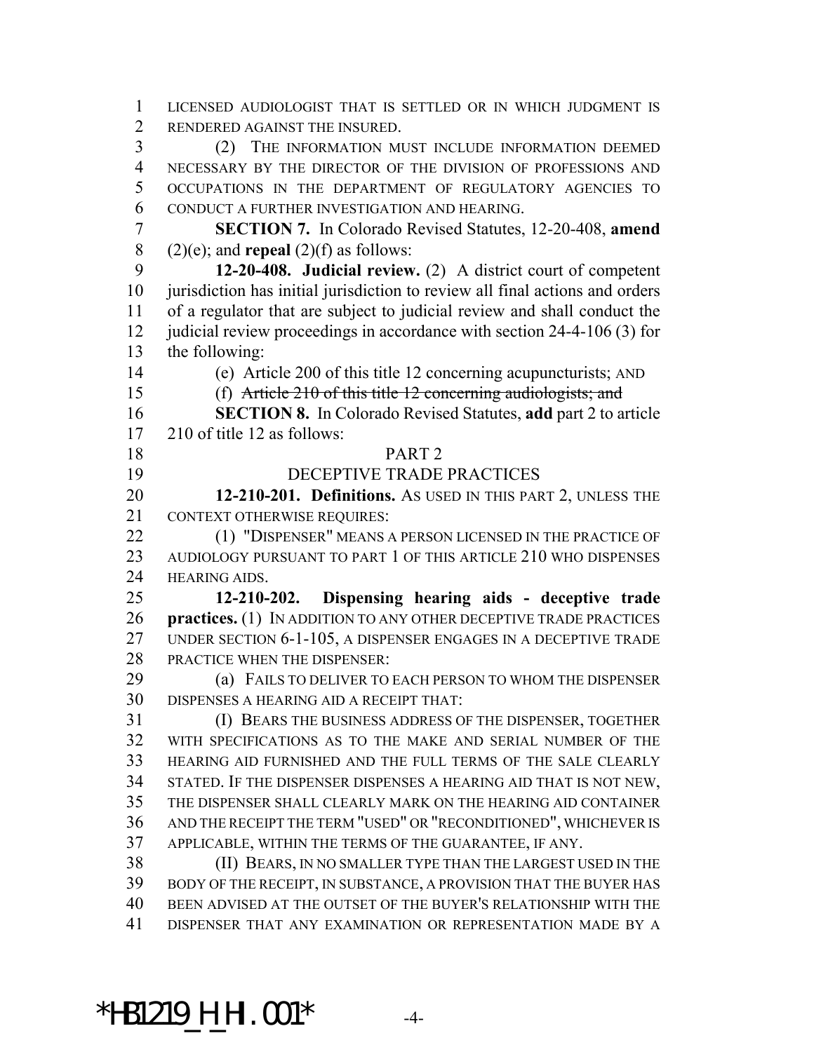LICENSED AUDIOLOGIST THAT IS SETTLED OR IN WHICH JUDGMENT IS RENDERED AGAINST THE INSURED.

(2) THE INFORMATION MUST INCLUDE INFORMATION DEEMED NECESSARY BY THE DIRECTOR OF THE DIVISION OF PROFESSIONS AND OCCUPATIONS IN THE DEPARTMENT OF REGULATORY AGENCIES TO CONDUCT A FURTHER INVESTIGATION AND HEARING.

**SECTION 7.** In Colorado Revised Statutes, 12-20-408, **amend** (2)(e); and **repeal** (2)(f) as follows:

**12-20-408. Judicial review.** (2) A district court of competent jurisdiction has initial jurisdiction to review all final actions and orders of a regulator that are subject to judicial review and shall conduct the judicial review proceedings in accordance with section 24-4-106 (3) for the following:

(e) Article 200 of this title 12 concerning acupuncturists; AND

(f) ~~Article 210 of this title 12 concerning audiologists; and~~

**SECTION 8.** In Colorado Revised Statutes, **add** part 2 to article 210 of title 12 as follows:

PART 2

DECEPTIVE TRADE PRACTICES

**12-210-201. Definitions.** AS USED IN THIS PART 2, UNLESS THE CONTEXT OTHERWISE REQUIRES:

(1) "DISPENSER" MEANS A PERSON LICENSED IN THE PRACTICE OF AUDIOLOGY PURSUANT TO PART 1 OF THIS ARTICLE 210 WHO DISPENSES HEARING AIDS.

**12-210-202. Dispensing hearing aids - deceptive trade practices.** (1) IN ADDITION TO ANY OTHER DECEPTIVE TRADE PRACTICES UNDER SECTION 6-1-105, A DISPENSER ENGAGES IN A DECEPTIVE TRADE PRACTICE WHEN THE DISPENSER:

(a) FAILS TO DELIVER TO EACH PERSON TO WHOM THE DISPENSER DISPENSES A HEARING AID A RECEIPT THAT:

(I) BEARS THE BUSINESS ADDRESS OF THE DISPENSER, TOGETHER WITH SPECIFICATIONS AS TO THE MAKE AND SERIAL NUMBER OF THE HEARING AID FURNISHED AND THE FULL TERMS OF THE SALE CLEARLY STATED. IF THE DISPENSER DISPENSES A HEARING AID THAT IS NOT NEW, THE DISPENSER SHALL CLEARLY MARK ON THE HEARING AID CONTAINER AND THE RECEIPT THE TERM "USED" OR "RECONDITIONED", WHICHEVER IS APPLICABLE, WITHIN THE TERMS OF THE GUARANTEE, IF ANY.

(II) BEARS, IN NO SMALLER TYPE THAN THE LARGEST USED IN THE BODY OF THE RECEIPT, IN SUBSTANCE, A PROVISION THAT THE BUYER HAS BEEN ADVISED AT THE OUTSET OF THE BUYER'S RELATIONSHIP WITH THE DISPENSER THAT ANY EXAMINATION OR REPRESENTATION MADE BY A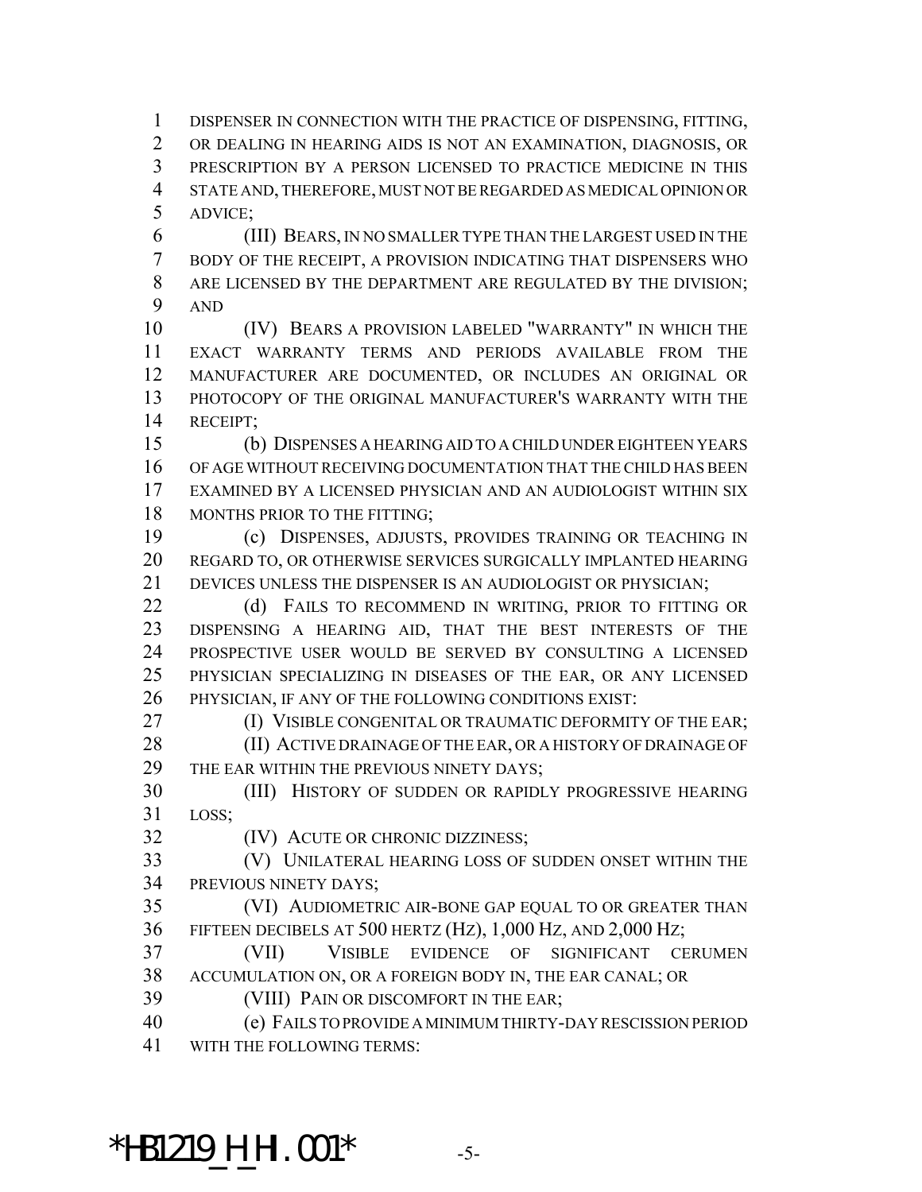DISPENSER IN CONNECTION WITH THE PRACTICE OF DISPENSING, FITTING, OR DEALING IN HEARING AIDS IS NOT AN EXAMINATION, DIAGNOSIS, OR PRESCRIPTION BY A PERSON LICENSED TO PRACTICE MEDICINE IN THIS STATE AND, THEREFORE, MUST NOT BE REGARDED AS MEDICAL OPINION OR ADVICE;

(III) BEARS, IN NO SMALLER TYPE THAN THE LARGEST USED IN THE BODY OF THE RECEIPT, A PROVISION INDICATING THAT DISPENSERS WHO ARE LICENSED BY THE DEPARTMENT ARE REGULATED BY THE DIVISION; AND

(IV) BEARS A PROVISION LABELED "WARRANTY" IN WHICH THE EXACT WARRANTY TERMS AND PERIODS AVAILABLE FROM THE MANUFACTURER ARE DOCUMENTED, OR INCLUDES AN ORIGINAL OR PHOTOCOPY OF THE ORIGINAL MANUFACTURER'S WARRANTY WITH THE RECEIPT;

(b) DISPENSES A HEARING AID TO A CHILD UNDER EIGHTEEN YEARS OF AGE WITHOUT RECEIVING DOCUMENTATION THAT THE CHILD HAS BEEN EXAMINED BY A LICENSED PHYSICIAN AND AN AUDIOLOGIST WITHIN SIX MONTHS PRIOR TO THE FITTING;

(c) DISPENSES, ADJUSTS, PROVIDES TRAINING OR TEACHING IN REGARD TO, OR OTHERWISE SERVICES SURGICALLY IMPLANTED HEARING DEVICES UNLESS THE DISPENSER IS AN AUDIOLOGIST OR PHYSICIAN;

(d) FAILS TO RECOMMEND IN WRITING, PRIOR TO FITTING OR DISPENSING A HEARING AID, THAT THE BEST INTERESTS OF THE PROSPECTIVE USER WOULD BE SERVED BY CONSULTING A LICENSED PHYSICIAN SPECIALIZING IN DISEASES OF THE EAR, OR ANY LICENSED PHYSICIAN, IF ANY OF THE FOLLOWING CONDITIONS EXIST:

(I) VISIBLE CONGENITAL OR TRAUMATIC DEFORMITY OF THE EAR;

(II) ACTIVE DRAINAGE OF THE EAR, OR A HISTORY OF DRAINAGE OF THE EAR WITHIN THE PREVIOUS NINETY DAYS;

(III) HISTORY OF SUDDEN OR RAPIDLY PROGRESSIVE HEARING LOSS;

(IV) ACUTE OR CHRONIC DIZZINESS;

(V) UNILATERAL HEARING LOSS OF SUDDEN ONSET WITHIN THE PREVIOUS NINETY DAYS;

(VI) AUDIOMETRIC AIR-BONE GAP EQUAL TO OR GREATER THAN FIFTEEN DECIBELS AT 500 HERTZ (HZ), 1,000 HZ, AND 2,000 HZ;

(VII) VISIBLE EVIDENCE OF SIGNIFICANT CERUMEN ACCUMULATION ON, OR A FOREIGN BODY IN, THE EAR CANAL; OR

(VIII) PAIN OR DISCOMFORT IN THE EAR;

(e) FAILS TO PROVIDE A MINIMUM THIRTY-DAY RESCISSION PERIOD WITH THE FOLLOWING TERMS: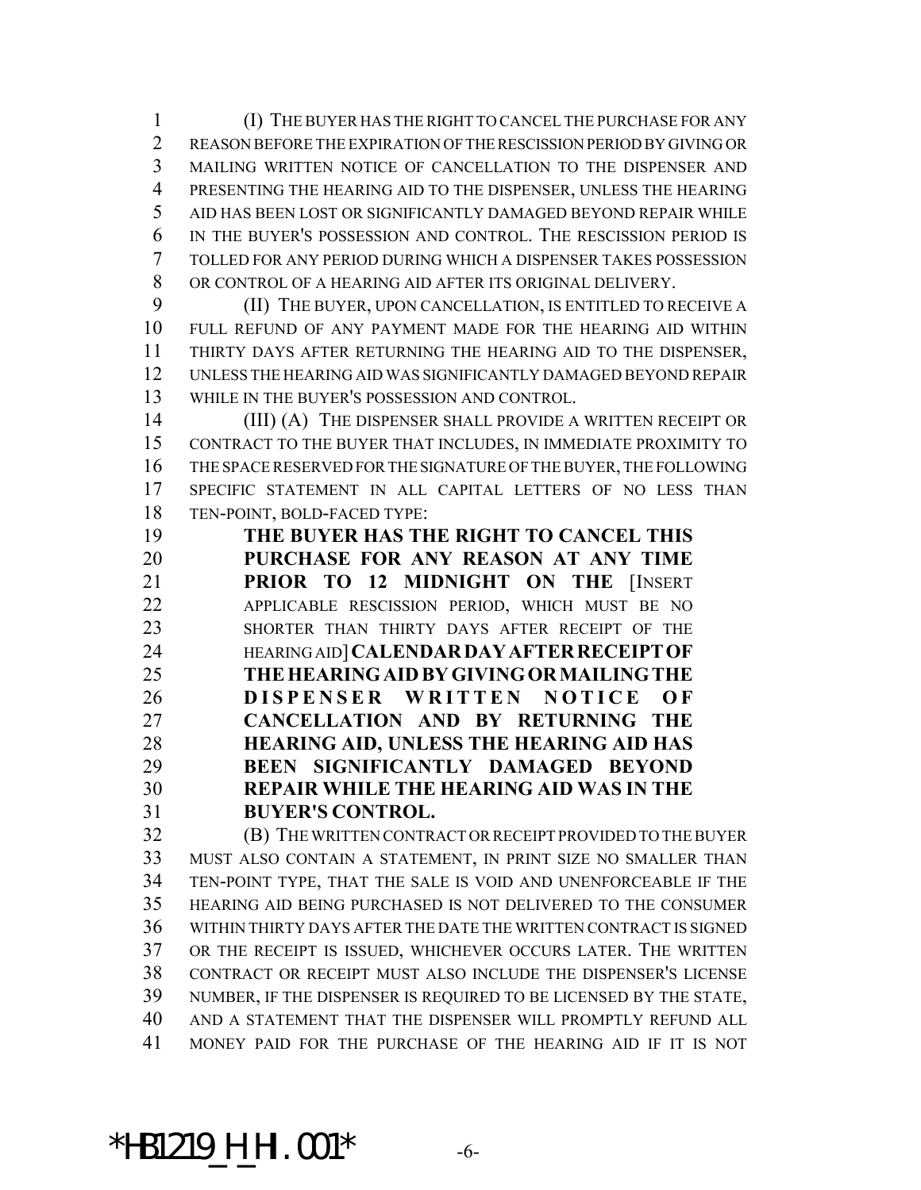(I) THE BUYER HAS THE RIGHT TO CANCEL THE PURCHASE FOR ANY REASON BEFORE THE EXPIRATION OF THE RESCISSION PERIOD BY GIVING OR MAILING WRITTEN NOTICE OF CANCELLATION TO THE DISPENSER AND PRESENTING THE HEARING AID TO THE DISPENSER, UNLESS THE HEARING AID HAS BEEN LOST OR SIGNIFICANTLY DAMAGED BEYOND REPAIR WHILE IN THE BUYER'S POSSESSION AND CONTROL. THE RESCISSION PERIOD IS TOLLED FOR ANY PERIOD DURING WHICH A DISPENSER TAKES POSSESSION OR CONTROL OF A HEARING AID AFTER ITS ORIGINAL DELIVERY.

(II) THE BUYER, UPON CANCELLATION, IS ENTITLED TO RECEIVE A FULL REFUND OF ANY PAYMENT MADE FOR THE HEARING AID WITHIN THIRTY DAYS AFTER RETURNING THE HEARING AID TO THE DISPENSER, UNLESS THE HEARING AID WAS SIGNIFICANTLY DAMAGED BEYOND REPAIR WHILE IN THE BUYER'S POSSESSION AND CONTROL.

(III) (A) THE DISPENSER SHALL PROVIDE A WRITTEN RECEIPT OR CONTRACT TO THE BUYER THAT INCLUDES, IN IMMEDIATE PROXIMITY TO THE SPACE RESERVED FOR THE SIGNATURE OF THE BUYER, THE FOLLOWING SPECIFIC STATEMENT IN ALL CAPITAL LETTERS OF NO LESS THAN TEN-POINT, BOLD-FACED TYPE:

> **THE BUYER HAS THE RIGHT TO CANCEL THIS PURCHASE FOR ANY REASON AT ANY TIME PRIOR TO 12 MIDNIGHT ON THE** [INSERT APPLICABLE RESCISSION PERIOD, WHICH MUST BE NO SHORTER THAN THIRTY DAYS AFTER RECEIPT OF THE HEARING AID] **CALENDAR DAY AFTER RECEIPT OF THE HEARING AID BY GIVING OR MAILING THE DISPENSER WRITTEN NOTICE OF CANCELLATION AND BY RETURNING THE HEARING AID, UNLESS THE HEARING AID HAS BEEN SIGNIFICANTLY DAMAGED BEYOND REPAIR WHILE THE HEARING AID WAS IN THE BUYER'S CONTROL.**

(B) THE WRITTEN CONTRACT OR RECEIPT PROVIDED TO THE BUYER MUST ALSO CONTAIN A STATEMENT, IN PRINT SIZE NO SMALLER THAN TEN-POINT TYPE, THAT THE SALE IS VOID AND UNENFORCEABLE IF THE HEARING AID BEING PURCHASED IS NOT DELIVERED TO THE CONSUMER WITHIN THIRTY DAYS AFTER THE DATE THE WRITTEN CONTRACT IS SIGNED OR THE RECEIPT IS ISSUED, WHICHEVER OCCURS LATER. THE WRITTEN CONTRACT OR RECEIPT MUST ALSO INCLUDE THE DISPENSER'S LICENSE NUMBER, IF THE DISPENSER IS REQUIRED TO BE LICENSED BY THE STATE, AND A STATEMENT THAT THE DISPENSER WILL PROMPTLY REFUND ALL MONEY PAID FOR THE PURCHASE OF THE HEARING AID IF IT IS NOT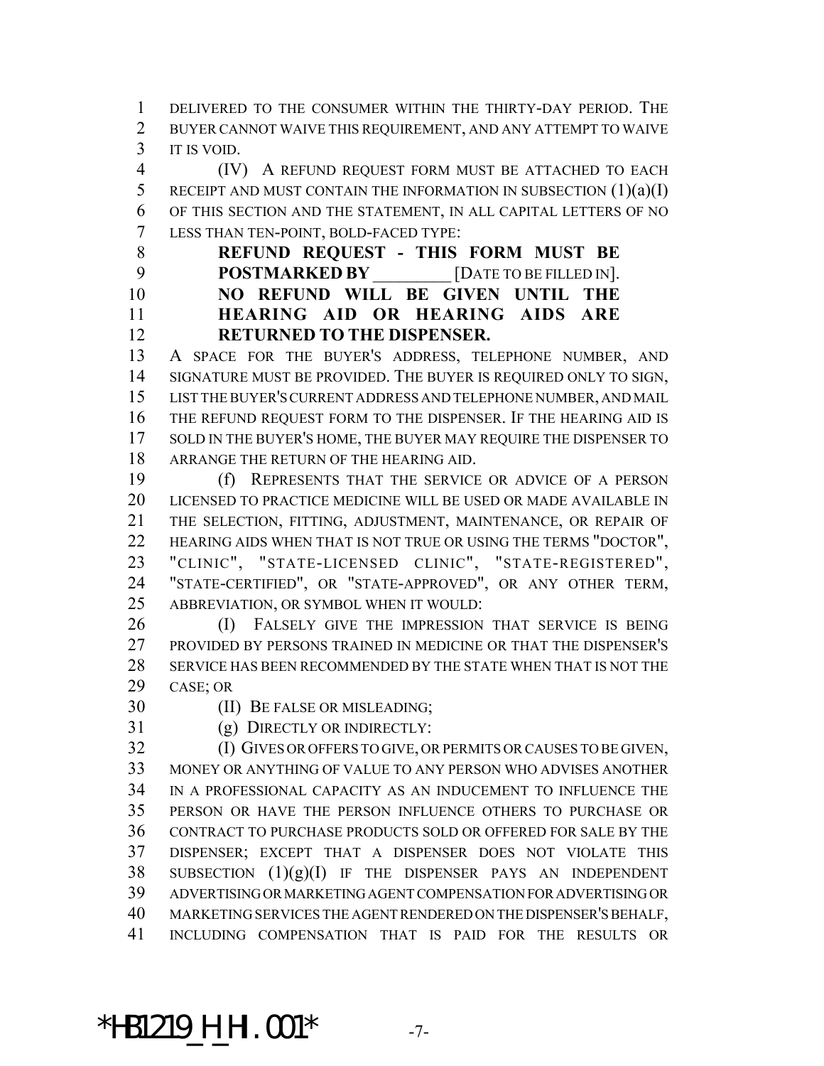DELIVERED TO THE CONSUMER WITHIN THE THIRTY-DAY PERIOD. THE BUYER CANNOT WAIVE THIS REQUIREMENT, AND ANY ATTEMPT TO WAIVE IT IS VOID.

(IV) A REFUND REQUEST FORM MUST BE ATTACHED TO EACH RECEIPT AND MUST CONTAIN THE INFORMATION IN SUBSECTION (1)(a)(I) OF THIS SECTION AND THE STATEMENT, IN ALL CAPITAL LETTERS OF NO LESS THAN TEN-POINT, BOLD-FACED TYPE:

**REFUND REQUEST - THIS FORM MUST BE POSTMARKED BY** _________ [DATE TO BE FILLED IN]. **NO REFUND WILL BE GIVEN UNTIL THE HEARING AID OR HEARING AIDS ARE RETURNED TO THE DISPENSER.**

A SPACE FOR THE BUYER'S ADDRESS, TELEPHONE NUMBER, AND SIGNATURE MUST BE PROVIDED. THE BUYER IS REQUIRED ONLY TO SIGN, LIST THE BUYER'S CURRENT ADDRESS AND TELEPHONE NUMBER, AND MAIL THE REFUND REQUEST FORM TO THE DISPENSER. IF THE HEARING AID IS SOLD IN THE BUYER'S HOME, THE BUYER MAY REQUIRE THE DISPENSER TO ARRANGE THE RETURN OF THE HEARING AID.

(f) REPRESENTS THAT THE SERVICE OR ADVICE OF A PERSON LICENSED TO PRACTICE MEDICINE WILL BE USED OR MADE AVAILABLE IN THE SELECTION, FITTING, ADJUSTMENT, MAINTENANCE, OR REPAIR OF HEARING AIDS WHEN THAT IS NOT TRUE OR USING THE TERMS "DOCTOR", "CLINIC", "STATE-LICENSED CLINIC", "STATE-REGISTERED", "STATE-CERTIFIED", OR "STATE-APPROVED", OR ANY OTHER TERM, ABBREVIATION, OR SYMBOL WHEN IT WOULD:

(I) FALSELY GIVE THE IMPRESSION THAT SERVICE IS BEING PROVIDED BY PERSONS TRAINED IN MEDICINE OR THAT THE DISPENSER'S SERVICE HAS BEEN RECOMMENDED BY THE STATE WHEN THAT IS NOT THE CASE; OR

(II) BE FALSE OR MISLEADING;

(g) DIRECTLY OR INDIRECTLY:

(I) GIVES OR OFFERS TO GIVE, OR PERMITS OR CAUSES TO BE GIVEN, MONEY OR ANYTHING OF VALUE TO ANY PERSON WHO ADVISES ANOTHER IN A PROFESSIONAL CAPACITY AS AN INDUCEMENT TO INFLUENCE THE PERSON OR HAVE THE PERSON INFLUENCE OTHERS TO PURCHASE OR CONTRACT TO PURCHASE PRODUCTS SOLD OR OFFERED FOR SALE BY THE DISPENSER; EXCEPT THAT A DISPENSER DOES NOT VIOLATE THIS SUBSECTION (1)(g)(I) IF THE DISPENSER PAYS AN INDEPENDENT ADVERTISING OR MARKETING AGENT COMPENSATION FOR ADVERTISING OR MARKETING SERVICES THE AGENT RENDERED ON THE DISPENSER'S BEHALF, INCLUDING COMPENSATION THAT IS PAID FOR THE RESULTS OR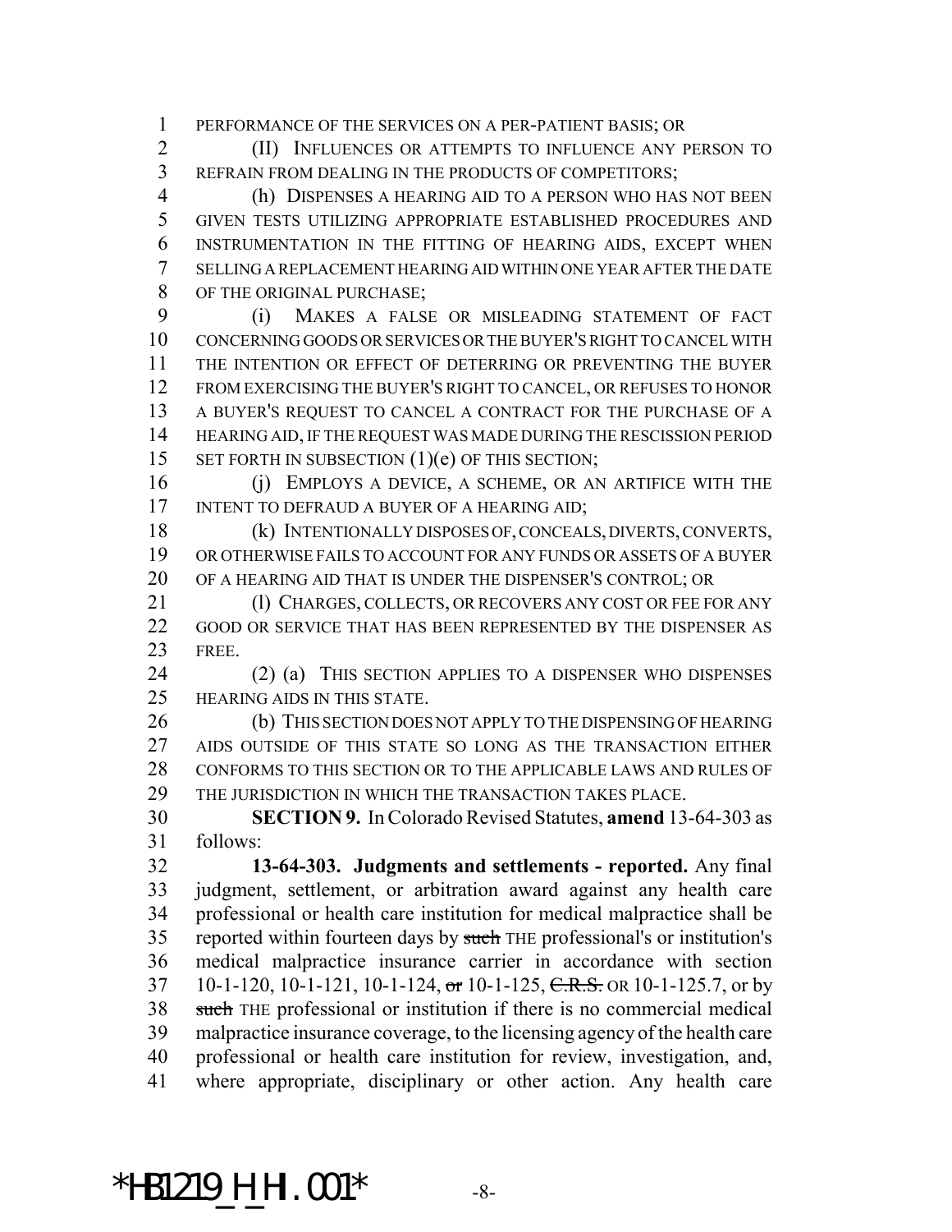PERFORMANCE OF THE SERVICES ON A PER-PATIENT BASIS; OR

(II) INFLUENCES OR ATTEMPTS TO INFLUENCE ANY PERSON TO REFRAIN FROM DEALING IN THE PRODUCTS OF COMPETITORS;

(h) DISPENSES A HEARING AID TO A PERSON WHO HAS NOT BEEN GIVEN TESTS UTILIZING APPROPRIATE ESTABLISHED PROCEDURES AND INSTRUMENTATION IN THE FITTING OF HEARING AIDS, EXCEPT WHEN SELLING A REPLACEMENT HEARING AID WITHIN ONE YEAR AFTER THE DATE OF THE ORIGINAL PURCHASE;

(i) MAKES A FALSE OR MISLEADING STATEMENT OF FACT CONCERNING GOODS OR SERVICES OR THE BUYER'S RIGHT TO CANCEL WITH THE INTENTION OR EFFECT OF DETERRING OR PREVENTING THE BUYER FROM EXERCISING THE BUYER'S RIGHT TO CANCEL, OR REFUSES TO HONOR A BUYER'S REQUEST TO CANCEL A CONTRACT FOR THE PURCHASE OF A HEARING AID, IF THE REQUEST WAS MADE DURING THE RESCISSION PERIOD SET FORTH IN SUBSECTION (1)(e) OF THIS SECTION;

(j) EMPLOYS A DEVICE, A SCHEME, OR AN ARTIFICE WITH THE INTENT TO DEFRAUD A BUYER OF A HEARING AID;

(k) INTENTIONALLY DISPOSES OF, CONCEALS, DIVERTS, CONVERTS, OR OTHERWISE FAILS TO ACCOUNT FOR ANY FUNDS OR ASSETS OF A BUYER OF A HEARING AID THAT IS UNDER THE DISPENSER'S CONTROL; OR

(l) CHARGES, COLLECTS, OR RECOVERS ANY COST OR FEE FOR ANY GOOD OR SERVICE THAT HAS BEEN REPRESENTED BY THE DISPENSER AS FREE.

(2) (a) THIS SECTION APPLIES TO A DISPENSER WHO DISPENSES HEARING AIDS IN THIS STATE.

(b) THIS SECTION DOES NOT APPLY TO THE DISPENSING OF HEARING AIDS OUTSIDE OF THIS STATE SO LONG AS THE TRANSACTION EITHER CONFORMS TO THIS SECTION OR TO THE APPLICABLE LAWS AND RULES OF THE JURISDICTION IN WHICH THE TRANSACTION TAKES PLACE.

**SECTION 9.** In Colorado Revised Statutes, **amend** 13-64-303 as follows:

**13-64-303. Judgments and settlements - reported.** Any final judgment, settlement, or arbitration award against any health care professional or health care institution for medical malpractice shall be reported within fourteen days by ~~such~~ THE professional's or institution's medical malpractice insurance carrier in accordance with section 10-1-120, 10-1-121, 10-1-124, ~~or~~ 10-1-125, ~~C.R.S.~~ OR 10-1-125.7, or by ~~such~~ THE professional or institution if there is no commercial medical malpractice insurance coverage, to the licensing agency of the health care professional or health care institution for review, investigation, and, where appropriate, disciplinary or other action. Any health care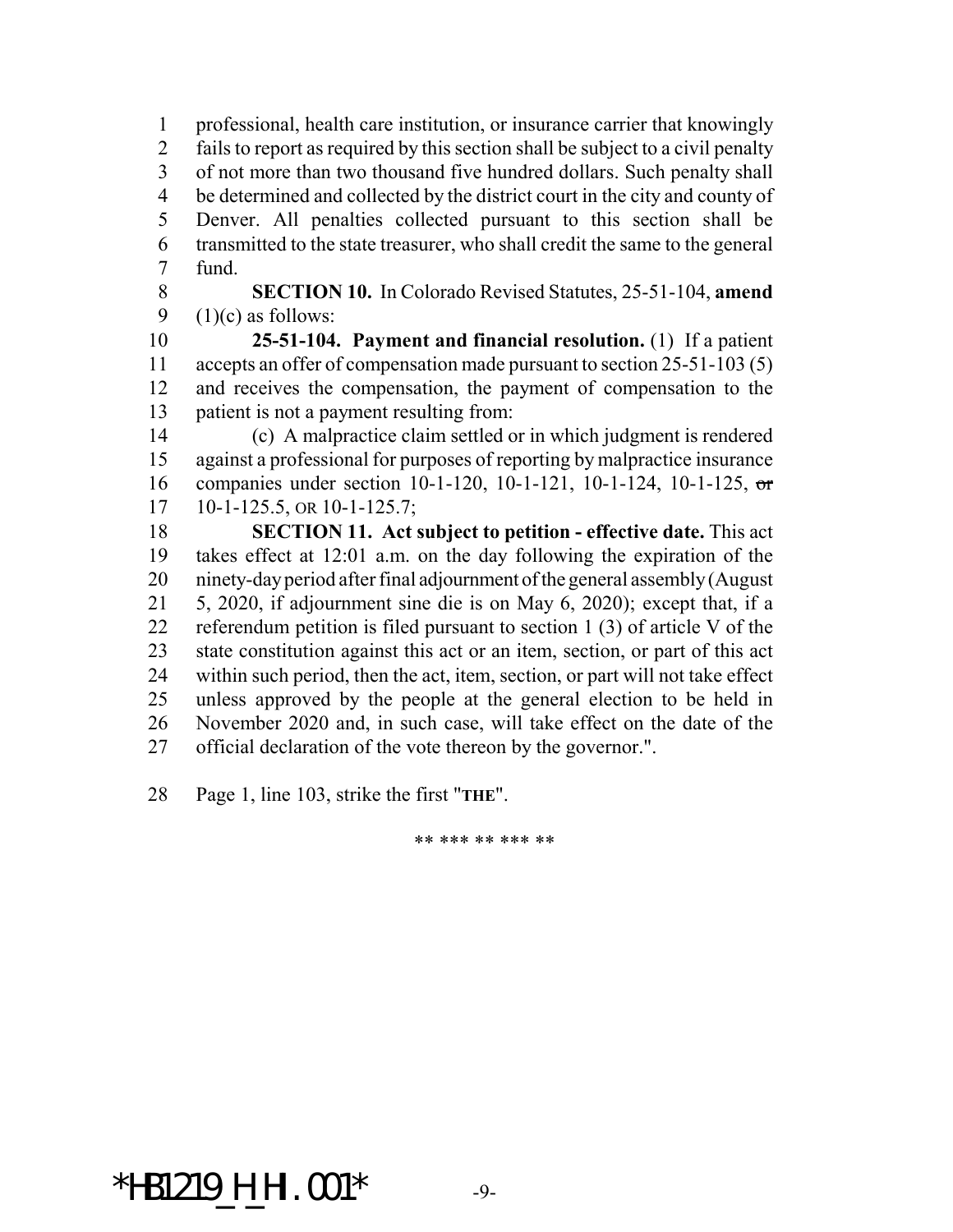professional, health care institution, or insurance carrier that knowingly fails to report as required by this section shall be subject to a civil penalty of not more than two thousand five hundred dollars. Such penalty shall be determined and collected by the district court in the city and county of Denver. All penalties collected pursuant to this section shall be transmitted to the state treasurer, who shall credit the same to the general fund.

**SECTION 10.** In Colorado Revised Statutes, 25-51-104, **amend** (1)(c) as follows:

**25-51-104. Payment and financial resolution.** (1) If a patient accepts an offer of compensation made pursuant to section 25-51-103 (5) and receives the compensation, the payment of compensation to the patient is not a payment resulting from:

(c) A malpractice claim settled or in which judgment is rendered against a professional for purposes of reporting by malpractice insurance companies under section 10-1-120, 10-1-121, 10-1-124, 10-1-125, ~~or~~ 10-1-125.5, OR 10-1-125.7;

**SECTION 11. Act subject to petition - effective date.** This act takes effect at 12:01 a.m. on the day following the expiration of the ninety-day period after final adjournment of the general assembly (August 5, 2020, if adjournment sine die is on May 6, 2020); except that, if a referendum petition is filed pursuant to section 1 (3) of article V of the state constitution against this act or an item, section, or part of this act within such period, then the act, item, section, or part will not take effect unless approved by the people at the general election to be held in November 2020 and, in such case, will take effect on the date of the official declaration of the vote thereon by the governor.".

Page 1, line 103, strike the first "**THE**".

** *** ** *** **

*HB1219_H_HI.001*